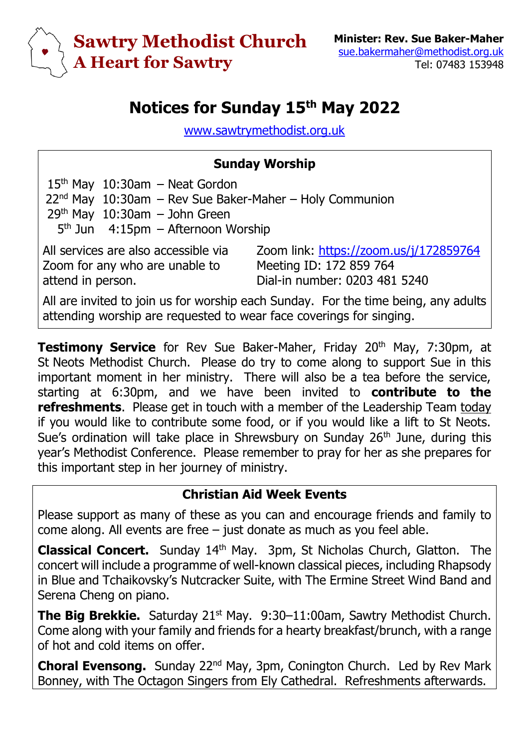# Sawtry Methodist Church
## A Heart for Sawtry

**Minister: Rev. Sue Baker-Maher**
sue.bakermaher@methodist.org.uk
Tel: 07483 153948

# Notices for Sunday 15th May 2022

www.sawtrymethodist.org.uk

### Sunday Worship

15th May 10:30am – Neat Gordon
22nd May 10:30am – Rev Sue Baker-Maher – Holy Communion
29th May 10:30am – John Green
5th Jun 4:15pm – Afternoon Worship

All services are also accessible via Zoom for any who are unable to attend in person.

Zoom link: https://zoom.us/j/172859764
Meeting ID: 172 859 764
Dial-in number: 0203 481 5240

All are invited to join us for worship each Sunday. For the time being, any adults attending worship are requested to wear face coverings for singing.

**Testimony Service** for Rev Sue Baker-Maher, Friday 20th May, 7:30pm, at St Neots Methodist Church. Please do try to come along to support Sue in this important moment in her ministry. There will also be a tea before the service, starting at 6:30pm, and we have been invited to **contribute to the refreshments**. Please get in touch with a member of the Leadership Team today if you would like to contribute some food, or if you would like a lift to St Neots. Sue's ordination will take place in Shrewsbury on Sunday 26th June, during this year's Methodist Conference. Please remember to pray for her as she prepares for this important step in her journey of ministry.

### Christian Aid Week Events

Please support as many of these as you can and encourage friends and family to come along. All events are free – just donate as much as you feel able.

**Classical Concert.** Sunday 14th May. 3pm, St Nicholas Church, Glatton. The concert will include a programme of well-known classical pieces, including Rhapsody in Blue and Tchaikovsky's Nutcracker Suite, with The Ermine Street Wind Band and Serena Cheng on piano.

**The Big Brekkie.** Saturday 21st May. 9:30–11:00am, Sawtry Methodist Church. Come along with your family and friends for a hearty breakfast/brunch, with a range of hot and cold items on offer.

**Choral Evensong.** Sunday 22nd May, 3pm, Conington Church. Led by Rev Mark Bonney, with The Octagon Singers from Ely Cathedral. Refreshments afterwards.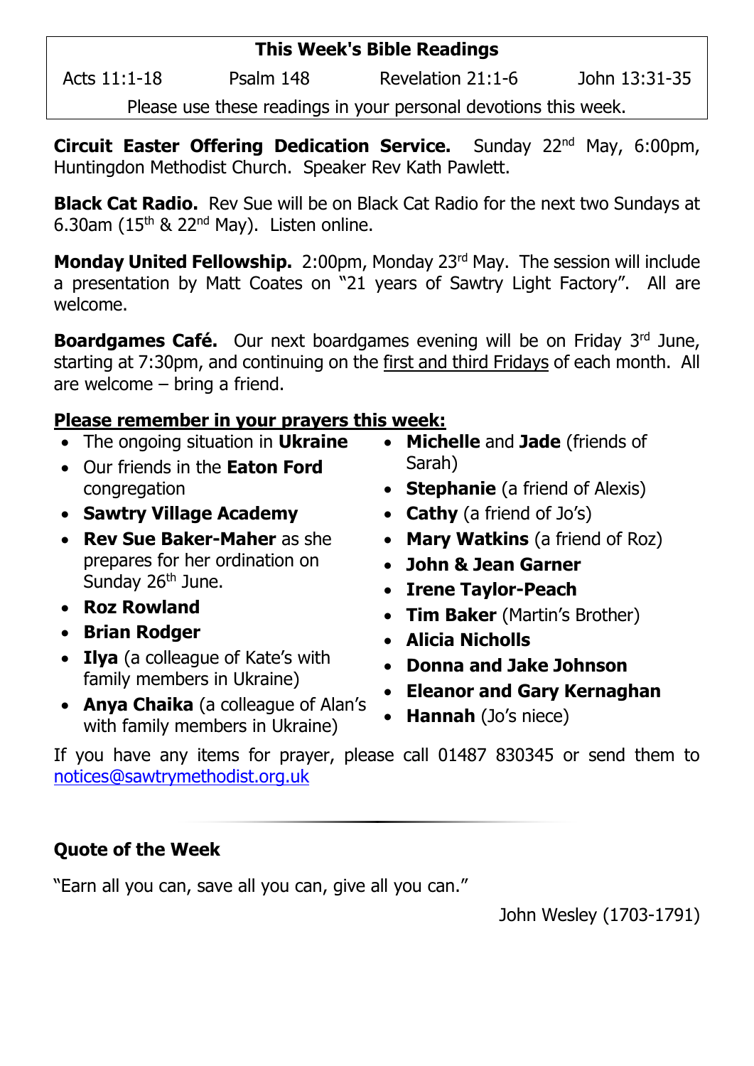**This Week's Bible Readings**

| | | | |
|---|---|---|---|
| Acts 11:1-18 | Psalm 148 | Revelation 21:1-6 | John 13:31-35 |

Please use these readings in your personal devotions this week.

**Circuit Easter Offering Dedication Service.** Sunday 22nd May, 6:00pm, Huntingdon Methodist Church. Speaker Rev Kath Pawlett.

**Black Cat Radio.** Rev Sue will be on Black Cat Radio for the next two Sundays at 6.30am (15th & 22nd May). Listen online.

**Monday United Fellowship.** 2:00pm, Monday 23rd May. The session will include a presentation by Matt Coates on "21 years of Sawtry Light Factory". All are welcome.

**Boardgames Café.** Our next boardgames evening will be on Friday 3rd June, starting at 7:30pm, and continuing on the first and third Fridays of each month. All are welcome – bring a friend.

**Please remember in your prayers this week:**

- The ongoing situation in **Ukraine**
- Our friends in the **Eaton Ford** congregation
- **Sawtry Village Academy**
- **Rev Sue Baker-Maher** as she prepares for her ordination on Sunday 26th June.
- **Roz Rowland**
- **Brian Rodger**
- **Ilya** (a colleague of Kate's with family members in Ukraine)
- **Anya Chaika** (a colleague of Alan's with family members in Ukraine)
- **Michelle** and **Jade** (friends of Sarah)
- **Stephanie** (a friend of Alexis)
- **Cathy** (a friend of Jo's)
- **Mary Watkins** (a friend of Roz)
- **John & Jean Garner**
- **Irene Taylor-Peach**
- **Tim Baker** (Martin's Brother)
- **Alicia Nicholls**
- **Donna and Jake Johnson**
- **Eleanor and Gary Kernaghan**
- **Hannah** (Jo's niece)

If you have any items for prayer, please call 01487 830345 or send them to notices@sawtrymethodist.org.uk

---

**Quote of the Week**

"Earn all you can, save all you can, give all you can."

John Wesley (1703-1791)